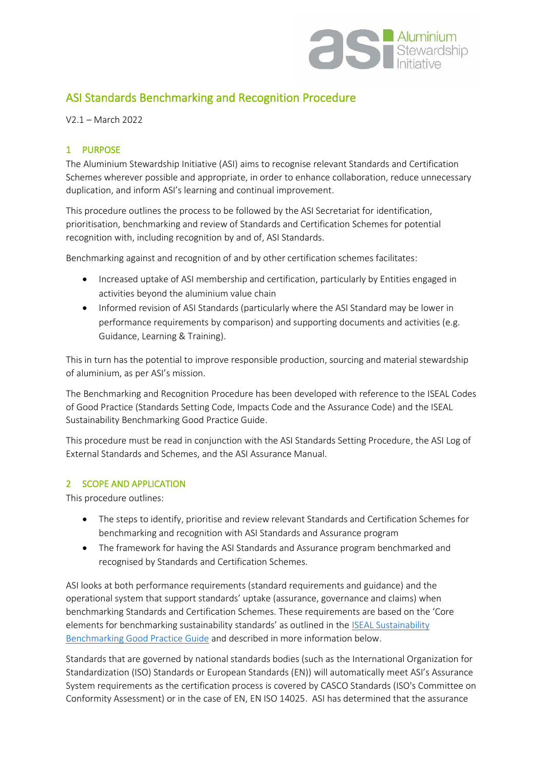# ASI Standards Benchmarking and Recognition Procedure

V2.1 – March 2022

## 1 PURPOSE

The Aluminium Stewardship Initiative (ASI) aims to recognise relevant Standards and Certification Schemes wherever possible and appropriate, in order to enhance collaboration, reduce unnecessary duplication, and inform ASI's learning and continual improvement.

This procedure outlines the process to be followed by the ASI Secretariat for identification, prioritisation, benchmarking and review of Standards and Certification Schemes for potential recognition with, including recognition by and of, ASI Standards.

Benchmarking against and recognition of and by other certification schemes facilitates:

- Increased uptake of ASI membership and certification, particularly by Entities engaged in activities beyond the aluminium value chain
- Informed revision of ASI Standards (particularly where the ASI Standard may be lower in performance requirements by comparison) and supporting documents and activities (e.g. Guidance, Learning & Training).

This in turn has the potential to improve responsible production, sourcing and material stewardship of aluminium, as per ASI's mission.

The Benchmarking and Recognition Procedure has been developed with reference to the ISEAL Codes of Good Practice (Standards Setting Code, Impacts Code and the Assurance Code) and the ISEAL Sustainability Benchmarking Good Practice Guide.

This procedure must be read in conjunction with the ASI Standards Setting Procedure, the ASI Log of External Standards and Schemes, and the ASI Assurance Manual.

## 2 SCOPE AND APPLICATION

This procedure outlines:

- The steps to identify, prioritise and review relevant Standards and Certification Schemes for benchmarking and recognition with ASI Standards and Assurance program
- The framework for having the ASI Standards and Assurance program benchmarked and recognised by Standards and Certification Schemes.

ASI looks at both performance requirements (standard requirements and guidance) and the operational system that support standards' uptake (assurance, governance and claims) when benchmarking Standards and Certification Schemes. These requirements are based on the 'Core elements for benchmarking sustainability standards' as outlined in the [ISEAL Sustainability Benchmarking Good Practice Guide](#) and described in more information below.

Standards that are governed by national standards bodies (such as the International Organization for Standardization (ISO) Standards or European Standards (EN)) will automatically meet ASI's Assurance System requirements as the certification process is covered by CASCO Standards (ISO's Committee on Conformity Assessment) or in the case of EN, EN ISO 14025. ASI has determined that the assurance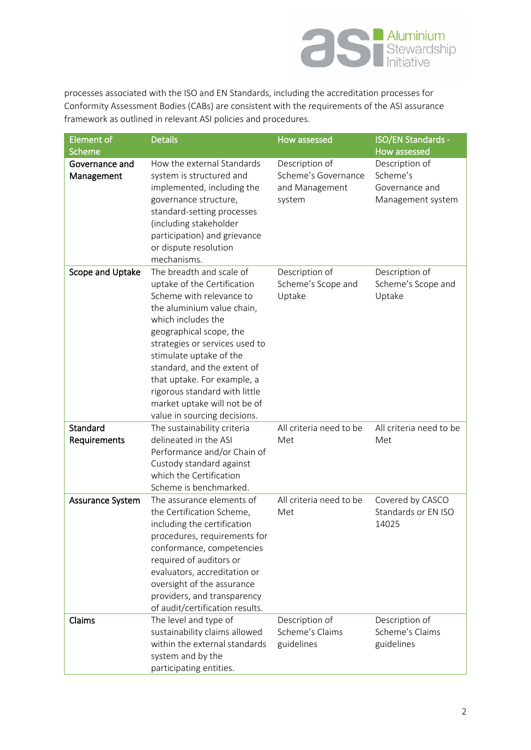processes associated with the ISO and EN Standards, including the accreditation processes for Conformity Assessment Bodies (CABs) are consistent with the requirements of the ASI assurance framework as outlined in relevant ASI policies and procedures.

| Element of Scheme | Details | How assessed | ISO/EN Standards - How assessed |
|---|---|---|---|
| **Governance and Management** | How the external Standards system is structured and implemented, including the governance structure, standard-setting processes (including stakeholder participation) and grievance or dispute resolution mechanisms. | Description of Scheme's Governance and Management system | Description of Scheme's Governance and Management system |
| **Scope and Uptake** | The breadth and scale of uptake of the Certification Scheme with relevance to the aluminium value chain, which includes the geographical scope, the strategies or services used to stimulate uptake of the standard, and the extent of that uptake. For example, a rigorous standard with little market uptake will not be of value in sourcing decisions. | Description of Scheme's Scope and Uptake | Description of Scheme's Scope and Uptake |
| **Standard Requirements** | The sustainability criteria delineated in the ASI Performance and/or Chain of Custody standard against which the Certification Scheme is benchmarked. | All criteria need to be Met | All criteria need to be Met |
| **Assurance System** | The assurance elements of the Certification Scheme, including the certification procedures, requirements for conformance, competencies required of auditors or evaluators, accreditation or oversight of the assurance providers, and transparency of audit/certification results. | All criteria need to be Met | Covered by CASCO Standards or EN ISO 14025 |
| **Claims** | The level and type of sustainability claims allowed within the external standards system and by the participating entities. | Description of Scheme's Claims guidelines | Description of Scheme's Claims guidelines |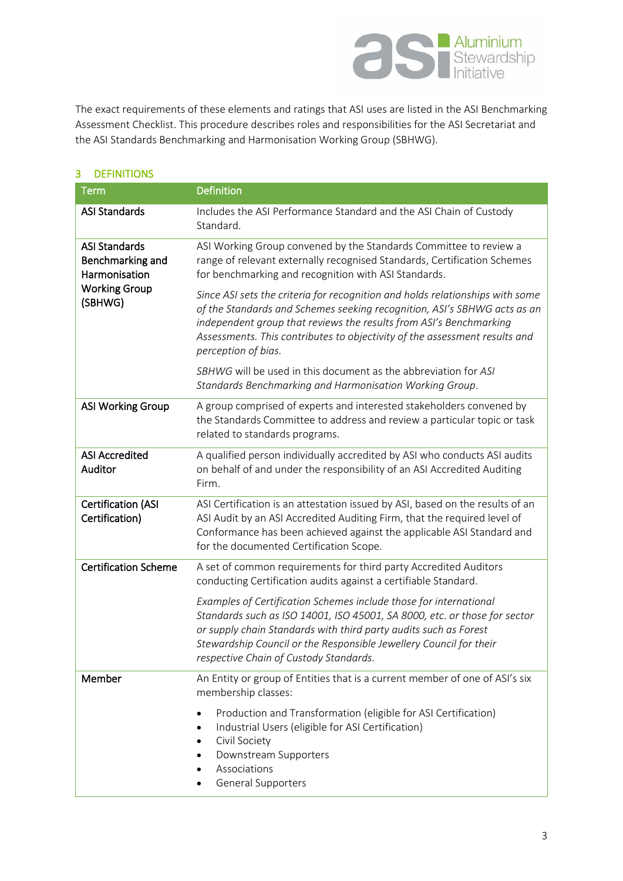The exact requirements of these elements and ratings that ASI uses are listed in the ASI Benchmarking Assessment Checklist. This procedure describes roles and responsibilities for the ASI Secretariat and the ASI Standards Benchmarking and Harmonisation Working Group (SBHWG).

## 3 DEFINITIONS

| Term | Definition |
| --- | --- |
| **ASI Standards** | Includes the ASI Performance Standard and the ASI Chain of Custody Standard. |
| **ASI Standards Benchmarking and Harmonisation Working Group (SBHWG)** | ASI Working Group convened by the Standards Committee to review a range of relevant externally recognised Standards, Certification Schemes for benchmarking and recognition with ASI Standards.<br><br>*Since ASI sets the criteria for recognition and holds relationships with some of the Standards and Schemes seeking recognition, ASI's SBHWG acts as an independent group that reviews the results from ASI's Benchmarking Assessments. This contributes to objectivity of the assessment results and perception of bias.*<br><br>*SBHWG will be used in this document as the abbreviation for ASI Standards Benchmarking and Harmonisation Working Group.* |
| **ASI Working Group** | A group comprised of experts and interested stakeholders convened by the Standards Committee to address and review a particular topic or task related to standards programs. |
| **ASI Accredited Auditor** | A qualified person individually accredited by ASI who conducts ASI audits on behalf of and under the responsibility of an ASI Accredited Auditing Firm. |
| **Certification (ASI Certification)** | ASI Certification is an attestation issued by ASI, based on the results of an ASI Audit by an ASI Accredited Auditing Firm, that the required level of Conformance has been achieved against the applicable ASI Standard and for the documented Certification Scope. |
| **Certification Scheme** | A set of common requirements for third party Accredited Auditors conducting Certification audits against a certifiable Standard.<br><br>*Examples of Certification Schemes include those for international Standards such as ISO 14001, ISO 45001, SA 8000, etc. or those for sector or supply chain Standards with third party audits such as Forest Stewardship Council or the Responsible Jewellery Council for their respective Chain of Custody Standards.* |
| **Member** | An Entity or group of Entities that is a current member of one of ASI's six membership classes:<br><br>• Production and Transformation (eligible for ASI Certification)<br>• Industrial Users (eligible for ASI Certification)<br>• Civil Society<br>• Downstream Supporters<br>• Associations<br>• General Supporters |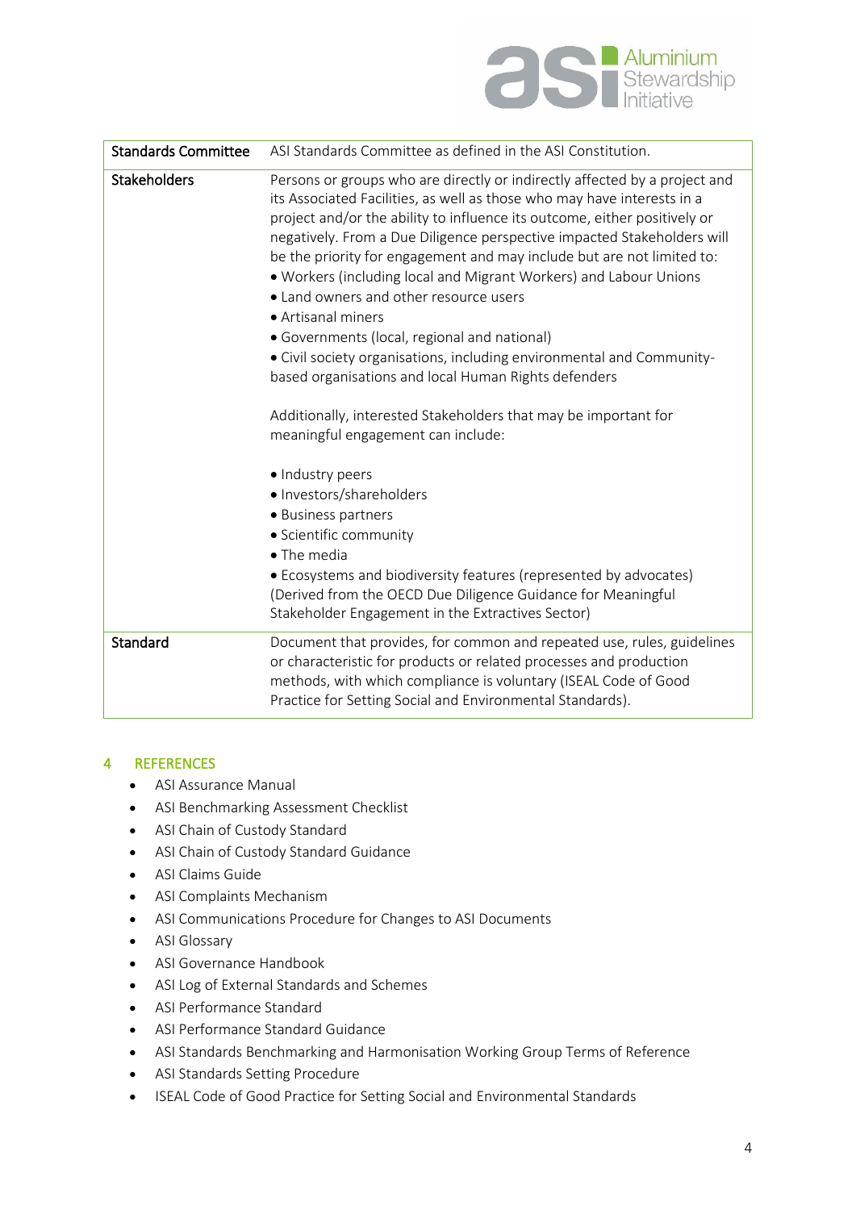| Standards Committee | ASI Standards Committee as defined in the ASI Constitution. |
|---|---|
| Stakeholders | Persons or groups who are directly or indirectly affected by a project and its Associated Facilities, as well as those who may have interests in a project and/or the ability to influence its outcome, either positively or negatively. From a Due Diligence perspective impacted Stakeholders will be the priority for engagement and may include but are not limited to:<br>• Workers (including local and Migrant Workers) and Labour Unions<br>• Land owners and other resource users<br>• Artisanal miners<br>• Governments (local, regional and national)<br>• Civil society organisations, including environmental and Community-based organisations and local Human Rights defenders<br><br>Additionally, interested Stakeholders that may be important for meaningful engagement can include:<br><br>• Industry peers<br>• Investors/shareholders<br>• Business partners<br>• Scientific community<br>• The media<br>• Ecosystems and biodiversity features (represented by advocates)<br>(Derived from the OECD Due Diligence Guidance for Meaningful Stakeholder Engagement in the Extractives Sector) |
| Standard | Document that provides, for common and repeated use, rules, guidelines or characteristic for products or related processes and production methods, with which compliance is voluntary (ISEAL Code of Good Practice for Setting Social and Environmental Standards). |

## 4 REFERENCES

- ASI Assurance Manual
- ASI Benchmarking Assessment Checklist
- ASI Chain of Custody Standard
- ASI Chain of Custody Standard Guidance
- ASI Claims Guide
- ASI Complaints Mechanism
- ASI Communications Procedure for Changes to ASI Documents
- ASI Glossary
- ASI Governance Handbook
- ASI Log of External Standards and Schemes
- ASI Performance Standard
- ASI Performance Standard Guidance
- ASI Standards Benchmarking and Harmonisation Working Group Terms of Reference
- ASI Standards Setting Procedure
- ISEAL Code of Good Practice for Setting Social and Environmental Standards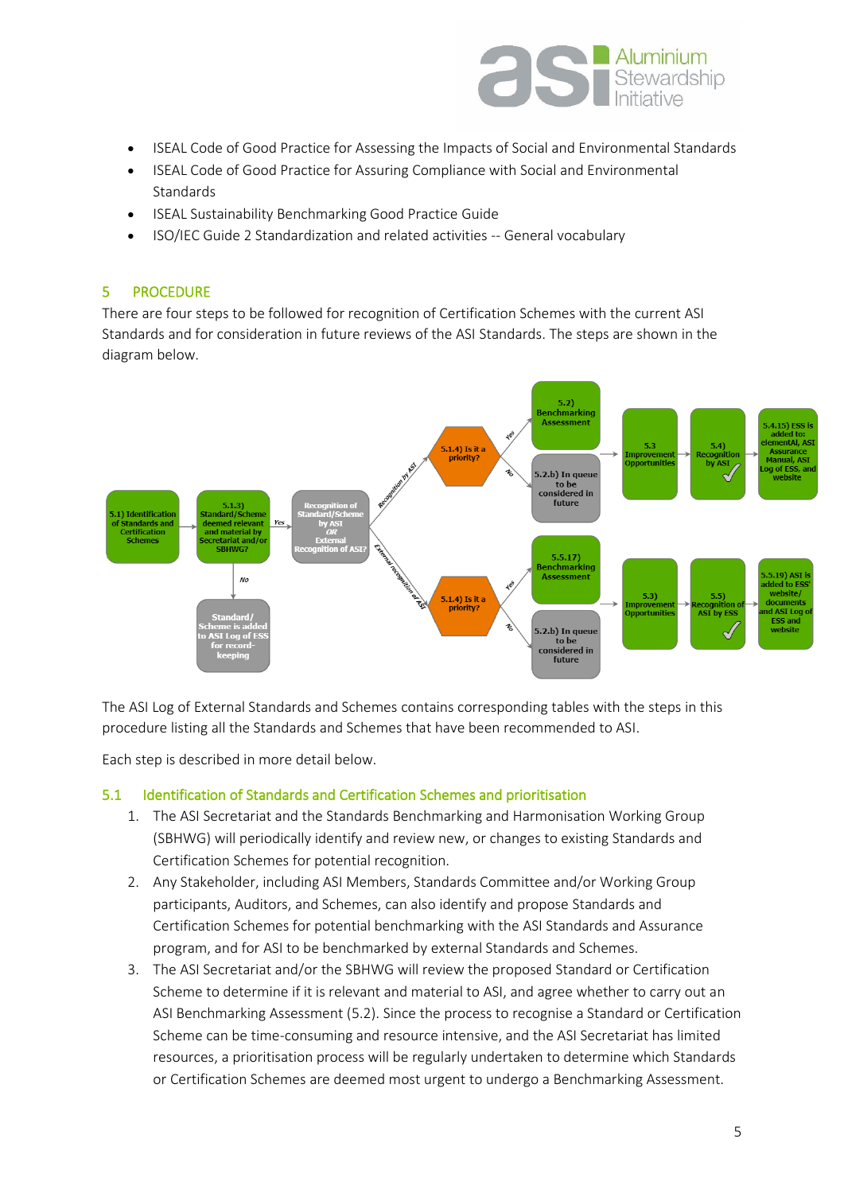- ISEAL Code of Good Practice for Assessing the Impacts of Social and Environmental Standards
- ISEAL Code of Good Practice for Assuring Compliance with Social and Environmental Standards
- ISEAL Sustainability Benchmarking Good Practice Guide
- ISO/IEC Guide 2 Standardization and related activities -- General vocabulary

## 5 PROCEDURE

There are four steps to be followed for recognition of Certification Schemes with the current ASI Standards and for consideration in future reviews of the ASI Standards. The steps are shown in the diagram below.

The ASI Log of External Standards and Schemes contains corresponding tables with the steps in this procedure listing all the Standards and Schemes that have been recommended to ASI.

Each step is described in more detail below.

### 5.1 Identification of Standards and Certification Schemes and prioritisation

1. The ASI Secretariat and the Standards Benchmarking and Harmonisation Working Group (SBHWG) will periodically identify and review new, or changes to existing Standards and Certification Schemes for potential recognition.
2. Any Stakeholder, including ASI Members, Standards Committee and/or Working Group participants, Auditors, and Schemes, can also identify and propose Standards and Certification Schemes for potential benchmarking with the ASI Standards and Assurance program, and for ASI to be benchmarked by external Standards and Schemes.
3. The ASI Secretariat and/or the SBHWG will review the proposed Standard or Certification Scheme to determine if it is relevant and material to ASI, and agree whether to carry out an ASI Benchmarking Assessment (5.2). Since the process to recognise a Standard or Certification Scheme can be time-consuming and resource intensive, and the ASI Secretariat has limited resources, a prioritisation process will be regularly undertaken to determine which Standards or Certification Schemes are deemed most urgent to undergo a Benchmarking Assessment.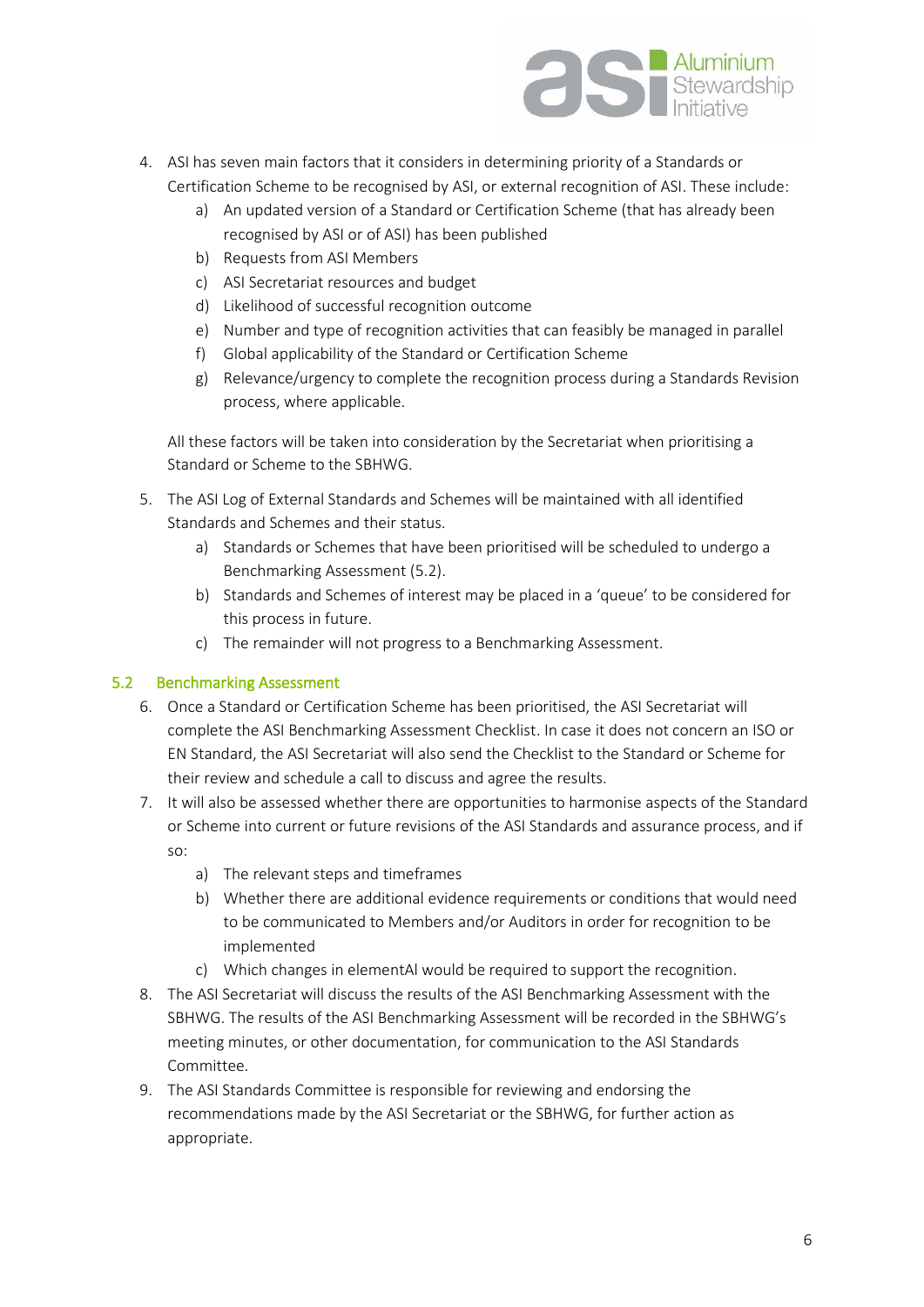4. ASI has seven main factors that it considers in determining priority of a Standards or Certification Scheme to be recognised by ASI, or external recognition of ASI. These include:
    a) An updated version of a Standard or Certification Scheme (that has already been recognised by ASI or of ASI) has been published
    b) Requests from ASI Members
    c) ASI Secretariat resources and budget
    d) Likelihood of successful recognition outcome
    e) Number and type of recognition activities that can feasibly be managed in parallel
    f) Global applicability of the Standard or Certification Scheme
    g) Relevance/urgency to complete the recognition process during a Standards Revision process, where applicable.

    All these factors will be taken into consideration by the Secretariat when prioritising a Standard or Scheme to the SBHWG.

5. The ASI Log of External Standards and Schemes will be maintained with all identified Standards and Schemes and their status.
    a) Standards or Schemes that have been prioritised will be scheduled to undergo a Benchmarking Assessment (5.2).
    b) Standards and Schemes of interest may be placed in a 'queue' to be considered for this process in future.
    c) The remainder will not progress to a Benchmarking Assessment.

## 5.2 Benchmarking Assessment

6. Once a Standard or Certification Scheme has been prioritised, the ASI Secretariat will complete the ASI Benchmarking Assessment Checklist. In case it does not concern an ISO or EN Standard, the ASI Secretariat will also send the Checklist to the Standard or Scheme for their review and schedule a call to discuss and agree the results.
7. It will also be assessed whether there are opportunities to harmonise aspects of the Standard or Scheme into current or future revisions of the ASI Standards and assurance process, and if so:
    a) The relevant steps and timeframes
    b) Whether there are additional evidence requirements or conditions that would need to be communicated to Members and/or Auditors in order for recognition to be implemented
    c) Which changes in elementAl would be required to support the recognition.
8. The ASI Secretariat will discuss the results of the ASI Benchmarking Assessment with the SBHWG. The results of the ASI Benchmarking Assessment will be recorded in the SBHWG's meeting minutes, or other documentation, for communication to the ASI Standards Committee.
9. The ASI Standards Committee is responsible for reviewing and endorsing the recommendations made by the ASI Secretariat or the SBHWG, for further action as appropriate.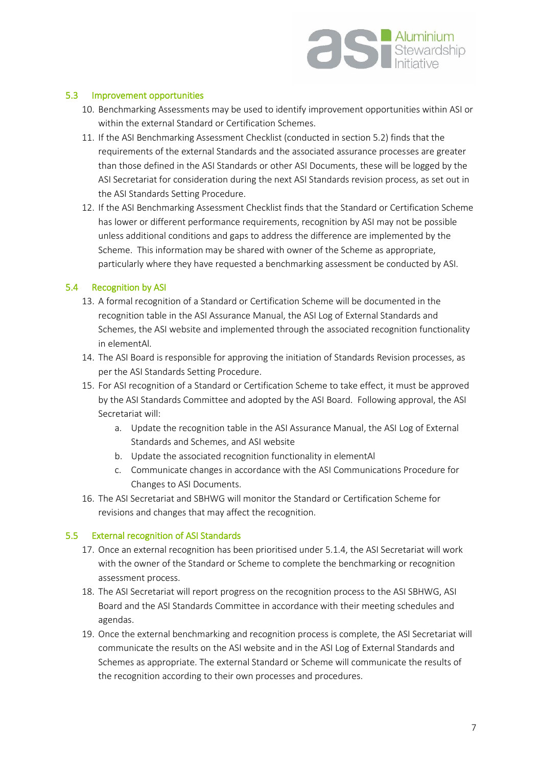## 5.3 Improvement opportunities

10. Benchmarking Assessments may be used to identify improvement opportunities within ASI or within the external Standard or Certification Schemes.
11. If the ASI Benchmarking Assessment Checklist (conducted in section 5.2) finds that the requirements of the external Standards and the associated assurance processes are greater than those defined in the ASI Standards or other ASI Documents, these will be logged by the ASI Secretariat for consideration during the next ASI Standards revision process, as set out in the ASI Standards Setting Procedure.
12. If the ASI Benchmarking Assessment Checklist finds that the Standard or Certification Scheme has lower or different performance requirements, recognition by ASI may not be possible unless additional conditions and gaps to address the difference are implemented by the Scheme. This information may be shared with owner of the Scheme as appropriate, particularly where they have requested a benchmarking assessment be conducted by ASI.

## 5.4 Recognition by ASI

13. A formal recognition of a Standard or Certification Scheme will be documented in the recognition table in the ASI Assurance Manual, the ASI Log of External Standards and Schemes, the ASI website and implemented through the associated recognition functionality in elementAl.
14. The ASI Board is responsible for approving the initiation of Standards Revision processes, as per the ASI Standards Setting Procedure.
15. For ASI recognition of a Standard or Certification Scheme to take effect, it must be approved by the ASI Standards Committee and adopted by the ASI Board. Following approval, the ASI Secretariat will:
    a. Update the recognition table in the ASI Assurance Manual, the ASI Log of External Standards and Schemes, and ASI website
    b. Update the associated recognition functionality in elementAl
    c. Communicate changes in accordance with the ASI Communications Procedure for Changes to ASI Documents.
16. The ASI Secretariat and SBHWG will monitor the Standard or Certification Scheme for revisions and changes that may affect the recognition.

## 5.5 External recognition of ASI Standards

17. Once an external recognition has been prioritised under 5.1.4, the ASI Secretariat will work with the owner of the Standard or Scheme to complete the benchmarking or recognition assessment process.
18. The ASI Secretariat will report progress on the recognition process to the ASI SBHWG, ASI Board and the ASI Standards Committee in accordance with their meeting schedules and agendas.
19. Once the external benchmarking and recognition process is complete, the ASI Secretariat will communicate the results on the ASI website and in the ASI Log of External Standards and Schemes as appropriate. The external Standard or Scheme will communicate the results of the recognition according to their own processes and procedures.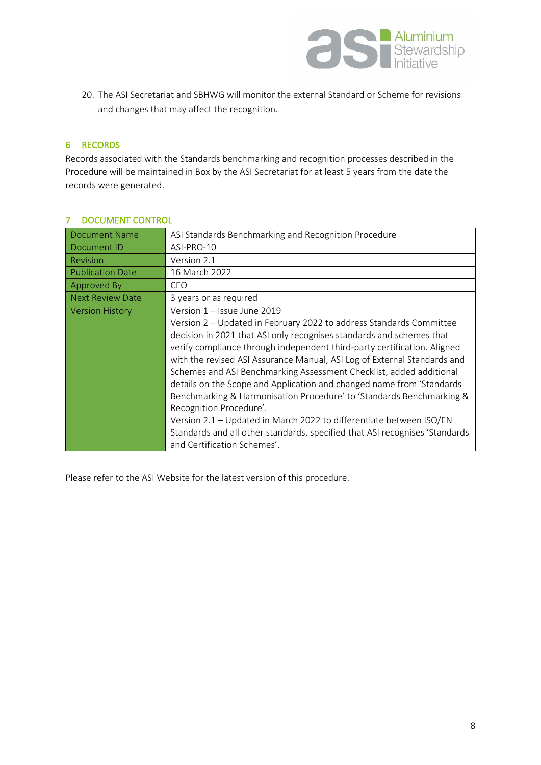20. The ASI Secretariat and SBHWG will monitor the external Standard or Scheme for revisions and changes that may affect the recognition.

## 6 RECORDS

Records associated with the Standards benchmarking and recognition processes described in the Procedure will be maintained in Box by the ASI Secretariat for at least 5 years from the date the records were generated.

## 7 DOCUMENT CONTROL

| | |
|---|---|
| Document Name | ASI Standards Benchmarking and Recognition Procedure |
| Document ID | ASI-PRO-10 |
| Revision | Version 2.1 |
| Publication Date | 16 March 2022 |
| Approved By | CEO |
| Next Review Date | 3 years or as required |
| Version History | Version 1 – Issue June 2019<br>Version 2 – Updated in February 2022 to address Standards Committee decision in 2021 that ASI only recognises standards and schemes that verify compliance through independent third-party certification. Aligned with the revised ASI Assurance Manual, ASI Log of External Standards and Schemes and ASI Benchmarking Assessment Checklist, added additional details on the Scope and Application and changed name from 'Standards Benchmarking & Harmonisation Procedure' to 'Standards Benchmarking & Recognition Procedure'.<br>Version 2.1 – Updated in March 2022 to differentiate between ISO/EN Standards and all other standards, specified that ASI recognises 'Standards and Certification Schemes'. |

Please refer to the ASI Website for the latest version of this procedure.